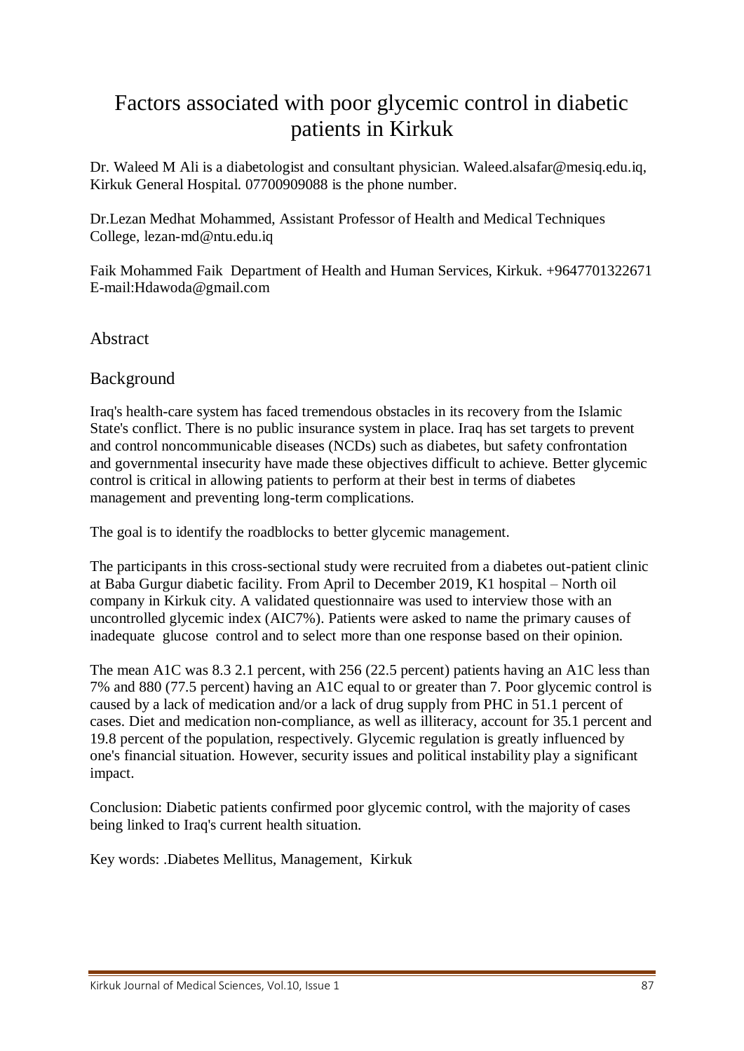# Factors associated with poor glycemic control in diabetic patients in Kirkuk

Dr. Waleed M Ali is a diabetologist and consultant physician. Waleed.alsafar@mesiq.edu.iq, Kirkuk General Hospital. 07700909088 is the phone number.

Dr.Lezan Medhat Mohammed, Assistant Professor of Health and Medical Techniques College, lezan-md@ntu.edu.iq

Faik Mohammed Faik Department of Health and Human Services, Kirkuk. +9647701322671 E-mail:Hdawoda@gmail.com

## Abstract

## Background

Iraq's health-care system has faced tremendous obstacles in its recovery from the Islamic State's conflict. There is no public insurance system in place. Iraq has set targets to prevent and control noncommunicable diseases (NCDs) such as diabetes, but safety confrontation and governmental insecurity have made these objectives difficult to achieve. Better glycemic control is critical in allowing patients to perform at their best in terms of diabetes management and preventing long-term complications.

The goal is to identify the roadblocks to better glycemic management.

The participants in this cross-sectional study were recruited from a diabetes out-patient clinic at Baba Gurgur diabetic facility. From April to December 2019, K1 hospital – North oil company in Kirkuk city. A validated questionnaire was used to interview those with an uncontrolled glycemic index (AIC7%). Patients were asked to name the primary causes of inadequate glucose control and to select more than one response based on their opinion.

The mean A1C was 8.3 2.1 percent, with 256 (22.5 percent) patients having an A1C less than 7% and 880 (77.5 percent) having an A1C equal to or greater than 7. Poor glycemic control is caused by a lack of medication and/or a lack of drug supply from PHC in 51.1 percent of cases. Diet and medication non-compliance, as well as illiteracy, account for 35.1 percent and 19.8 percent of the population, respectively. Glycemic regulation is greatly influenced by one's financial situation. However, security issues and political instability play a significant impact.

Conclusion: Diabetic patients confirmed poor glycemic control, with the majority of cases being linked to Iraq's current health situation.

Key words: .Diabetes Mellitus, Management, Kirkuk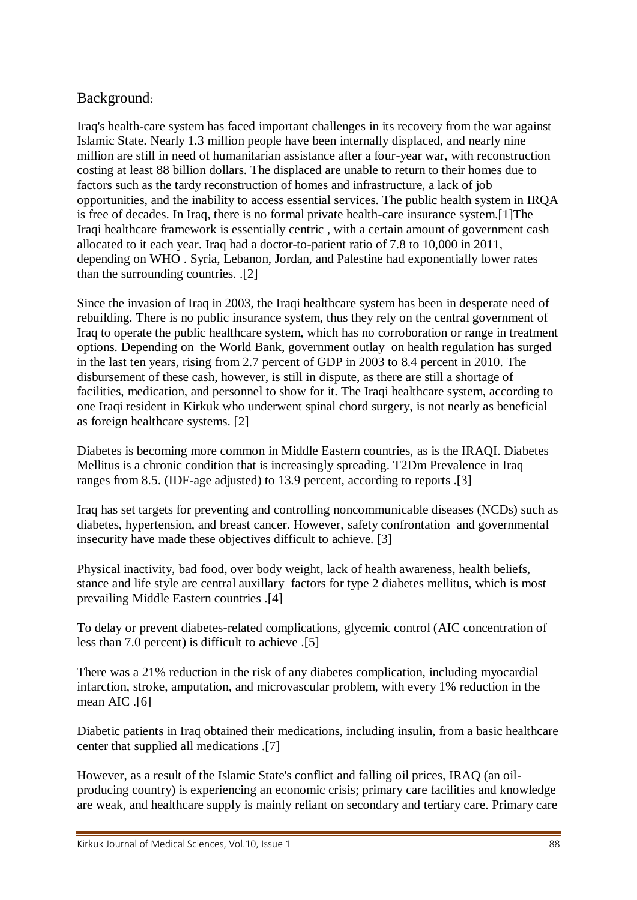## Background:

Iraq's health-care system has faced important challenges in its recovery from the war against Islamic State. Nearly 1.3 million people have been internally displaced, and nearly nine million are still in need of humanitarian assistance after a four-year war, with reconstruction costing at least 88 billion dollars. The displaced are unable to return to their homes due to factors such as the tardy reconstruction of homes and infrastructure, a lack of job opportunities, and the inability to access essential services. The public health system in IRQA is free of decades. In Iraq, there is no formal private health-care insurance system.[1]The Iraqi healthcare framework is essentially centric , with a certain amount of government cash allocated to it each year. Iraq had a doctor-to-patient ratio of 7.8 to 10,000 in 2011, depending on WHO . Syria, Lebanon, Jordan, and Palestine had exponentially lower rates than the surrounding countries. .[2]

Since the invasion of Iraq in 2003, the Iraqi healthcare system has been in desperate need of rebuilding. There is no public insurance system, thus they rely on the central government of Iraq to operate the public healthcare system, which has no corroboration or range in treatment options. Depending on the World Bank, government outlay on health regulation has surged in the last ten years, rising from 2.7 percent of GDP in 2003 to 8.4 percent in 2010. The disbursement of these cash, however, is still in dispute, as there are still a shortage of facilities, medication, and personnel to show for it. The Iraqi healthcare system, according to one Iraqi resident in Kirkuk who underwent spinal chord surgery, is not nearly as beneficial as foreign healthcare systems. [2]

Diabetes is becoming more common in Middle Eastern countries, as is the IRAQI. Diabetes Mellitus is a chronic condition that is increasingly spreading. T2Dm Prevalence in Iraq ranges from 8.5. (IDF-age adjusted) to 13.9 percent, according to reports .[3]

Iraq has set targets for preventing and controlling noncommunicable diseases (NCDs) such as diabetes, hypertension, and breast cancer. However, safety confrontation and governmental insecurity have made these objectives difficult to achieve. [3]

Physical inactivity, bad food, over body weight, lack of health awareness, health beliefs, stance and life style are central auxillary factors for type 2 diabetes mellitus, which is most prevailing Middle Eastern countries .[4]

To delay or prevent diabetes-related complications, glycemic control (AIC concentration of less than 7.0 percent) is difficult to achieve .[5]

There was a 21% reduction in the risk of any diabetes complication, including myocardial infarction, stroke, amputation, and microvascular problem, with every 1% reduction in the mean AIC .[6]

Diabetic patients in Iraq obtained their medications, including insulin, from a basic healthcare center that supplied all medications .[7]

However, as a result of the Islamic State's conflict and falling oil prices, IRAQ (an oil-producing country) is experiencing an economic crisis; primary care facilities and knowledge are weak, and healthcare supply is mainly reliant on secondary and tertiary care. Primary care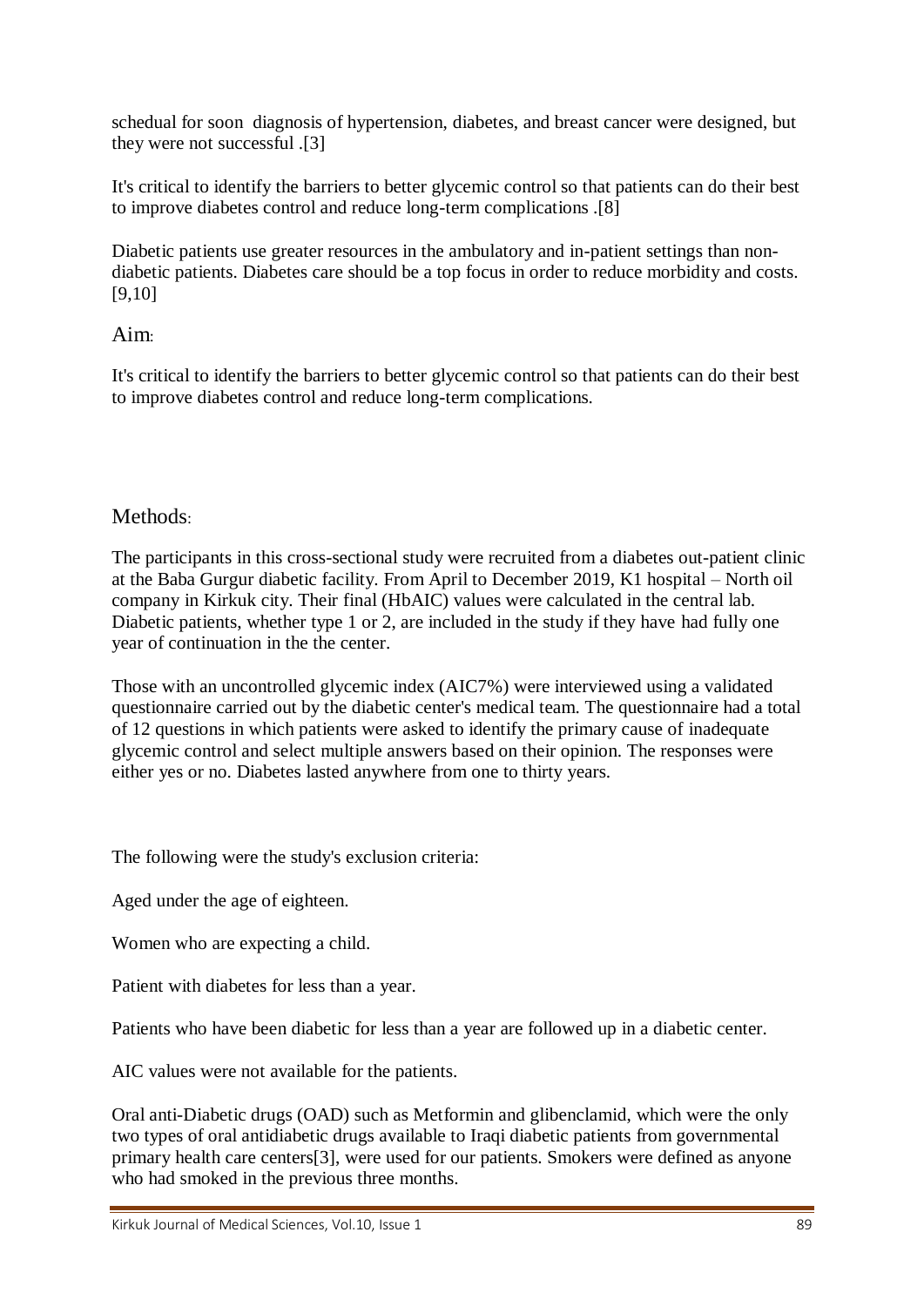schedual for soon diagnosis of hypertension, diabetes, and breast cancer were designed, but they were not successful .[3]

It's critical to identify the barriers to better glycemic control so that patients can do their best to improve diabetes control and reduce long-term complications .[8]

Diabetic patients use greater resources in the ambulatory and in-patient settings than non-diabetic patients. Diabetes care should be a top focus in order to reduce morbidity and costs.[9,10]

## Aim:

It's critical to identify the barriers to better glycemic control so that patients can do their best to improve diabetes control and reduce long-term complications.

## Methods:

The participants in this cross-sectional study were recruited from a diabetes out-patient clinic at the Baba Gurgur diabetic facility. From April to December 2019, K1 hospital – North oil company in Kirkuk city. Their final (HbAIC) values were calculated in the central lab. Diabetic patients, whether type 1 or 2, are included in the study if they have had fully one year of continuation in the the center.

Those with an uncontrolled glycemic index (AIC7%) were interviewed using a validated questionnaire carried out by the diabetic center's medical team. The questionnaire had a total of 12 questions in which patients were asked to identify the primary cause of inadequate glycemic control and select multiple answers based on their opinion. The responses were either yes or no. Diabetes lasted anywhere from one to thirty years.

The following were the study's exclusion criteria:

Aged under the age of eighteen.

Women who are expecting a child.

Patient with diabetes for less than a year.

Patients who have been diabetic for less than a year are followed up in a diabetic center.

AIC values were not available for the patients.

Oral anti-Diabetic drugs (OAD) such as Metformin and glibenclamid, which were the only two types of oral antidiabetic drugs available to Iraqi diabetic patients from governmental primary health care centers[3], were used for our patients. Smokers were defined as anyone who had smoked in the previous three months.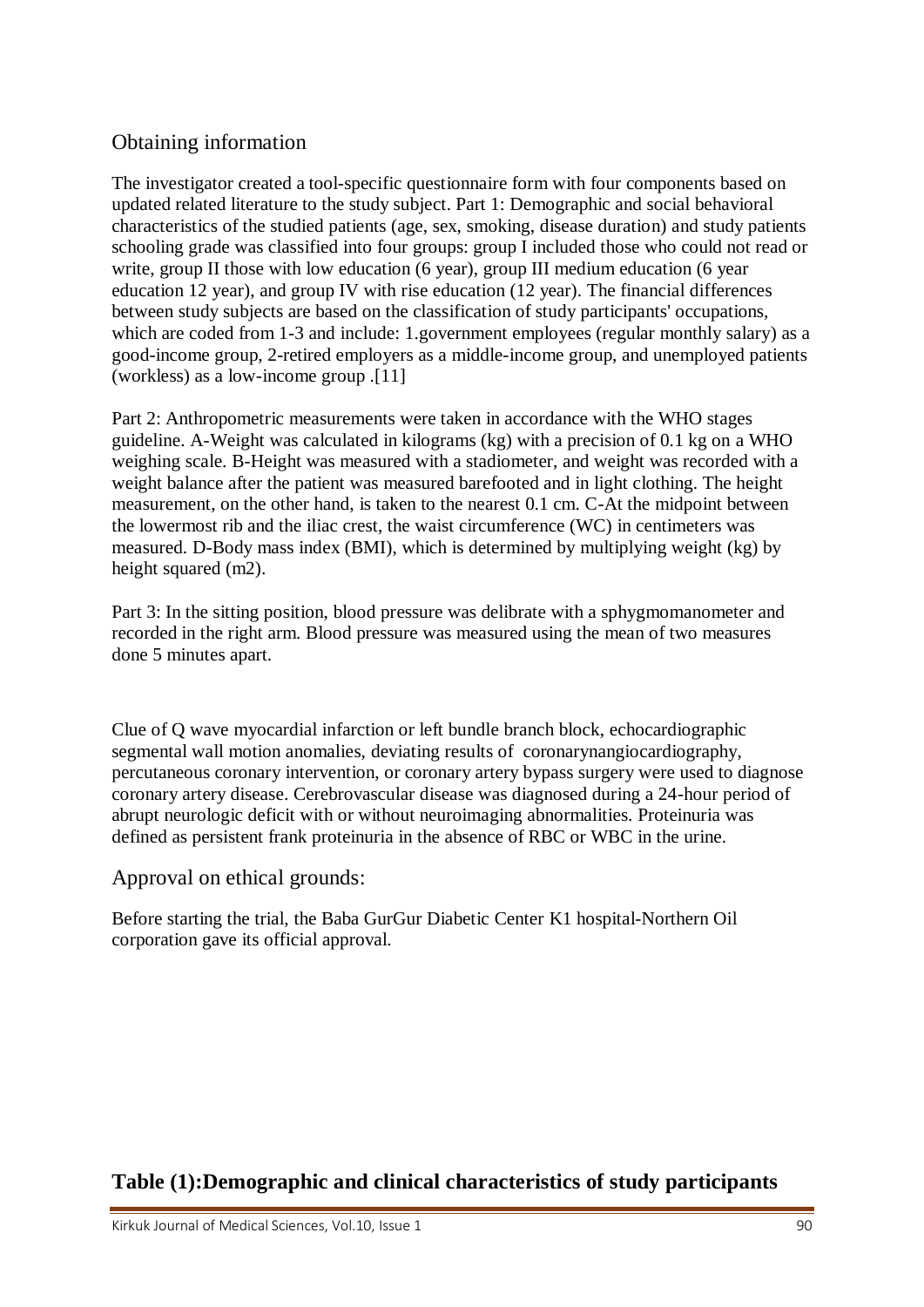## Obtaining information

The investigator created a tool-specific questionnaire form with four components based on updated related literature to the study subject. Part 1: Demographic and social behavioral characteristics of the studied patients (age, sex, smoking, disease duration) and study patients schooling grade was classified into four groups: group I included those who could not read or write, group II those with low education (6 year), group III medium education (6 year education 12 year), and group IV with rise education (12 year). The financial differences between study subjects are based on the classification of study participants' occupations, which are coded from 1-3 and include: 1.government employees (regular monthly salary) as a good-income group, 2-retired employers as a middle-income group, and unemployed patients (workless) as a low-income group .[11]

Part 2: Anthropometric measurements were taken in accordance with the WHO stages guideline. A-Weight was calculated in kilograms (kg) with a precision of 0.1 kg on a WHO weighing scale. B-Height was measured with a stadiometer, and weight was recorded with a weight balance after the patient was measured barefooted and in light clothing. The height measurement, on the other hand, is taken to the nearest 0.1 cm. C-At the midpoint between the lowermost rib and the iliac crest, the waist circumference (WC) in centimeters was measured. D-Body mass index (BMI), which is determined by multiplying weight (kg) by height squared ($m^2$).

Part 3: In the sitting position, blood pressure was delibrate with a sphygmomanometer and recorded in the right arm. Blood pressure was measured using the mean of two measures done 5 minutes apart.

Clue of Q wave myocardial infarction or left bundle branch block, echocardiographic segmental wall motion anomalies, deviating results of coronarynangiocardiography, percutaneous coronary intervention, or coronary artery bypass surgery were used to diagnose coronary artery disease. Cerebrovascular disease was diagnosed during a 24-hour period of abrupt neurologic deficit with or without neuroimaging abnormalities. Proteinuria was defined as persistent frank proteinuria in the absence of RBC or WBC in the urine.

## Approval on ethical grounds:

Before starting the trial, the Baba GurGur Diabetic Center K1 hospital-Northern Oil corporation gave its official approval.

**Table (1):Demographic and clinical characteristics of study participants**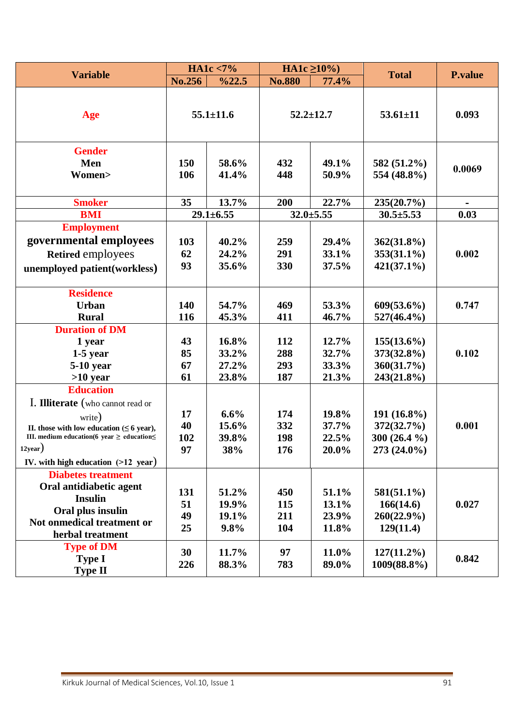| Variable | HA1c <7% | | HA1c ≥10%) | | Total | P.value |
|---|---|---|---|---|---|---|
| | No.256 | %22.5 | No.880 | 77.4% | | |
| **Age** | 55.1±11.6 | | 52.2±12.7 | | 53.61±11 | 0.093 |
| **Gender**<br>Men<br>Women> | 150<br>106 | 58.6%<br>41.4% | 432<br>448 | 49.1%<br>50.9% | 582 (51.2%)<br>554 (48.8%) | 0.0069 |
| **Smoker** | 35 | 13.7% | 200 | 22.7% | 235(20.7%) | - |
| **BMI** | 29.1±6.55 | | 32.0±5.55 | | 30.5±5.53 | 0.03 |
| **Employment**<br>governmental employees<br>Retired employees<br>unemployed patient(workless) | 103<br>62<br>93 | 40.2%<br>24.2%<br>35.6% | 259<br>291<br>330 | 29.4%<br>33.1%<br>37.5% | 362(31.8%)<br>353(31.1%)<br>421(37.1%) | 0.002 |
| **Residence**<br>Urban<br>Rural | 140<br>116 | 54.7%<br>45.3% | 469<br>411 | 53.3%<br>46.7% | 609(53.6%)<br>527(46.4%) | 0.747 |
| **Duration of DM**<br>1 year<br>1-5 year<br>5-10 year<br>>10 year | 43<br>85<br>67<br>61 | 16.8%<br>33.2%<br>27.2%<br>23.8% | 112<br>288<br>293<br>187 | 12.7%<br>32.7%<br>33.3%<br>21.3% | 155(13.6%)<br>373(32.8%)<br>360(31.7%)<br>243(21.8%) | 0.102 |
| **Education**<br>I. Illiterate (who cannot read or write)<br>II. those with low education (≤ 6 year),<br>III. medium education(6 year ≥ education≤ 12year)<br>IV. with high education (>12 year) | 17<br>40<br>102<br>97 | 6.6%<br>15.6%<br>39.8%<br>38% | 174<br>332<br>198<br>176 | 19.8%<br>37.7%<br>22.5%<br>20.0% | 191 (16.8%)<br>372(32.7%)<br>300 (26.4 %)<br>273 (24.0%) | 0.001 |
| **Diabetes treatment**<br>Oral antidiabetic agent<br>Insulin<br>Oral plus insulin<br>Not onmedical treatment or herbal treatment | 131<br>51<br>49<br>25 | 51.2%<br>19.9%<br>19.1%<br>9.8% | 450<br>115<br>211<br>104 | 51.1%<br>13.1%<br>23.9%<br>11.8% | 581(51.1%)<br>166(14.6)<br>260(22.9%)<br>129(11.4) | 0.027 |
| **Type of DM**<br>Type I<br>Type II | 30<br>226 | 11.7%<br>88.3% | 97<br>783 | 11.0%<br>89.0% | 127(11.2%)<br>1009(88.8%) | 0.842 |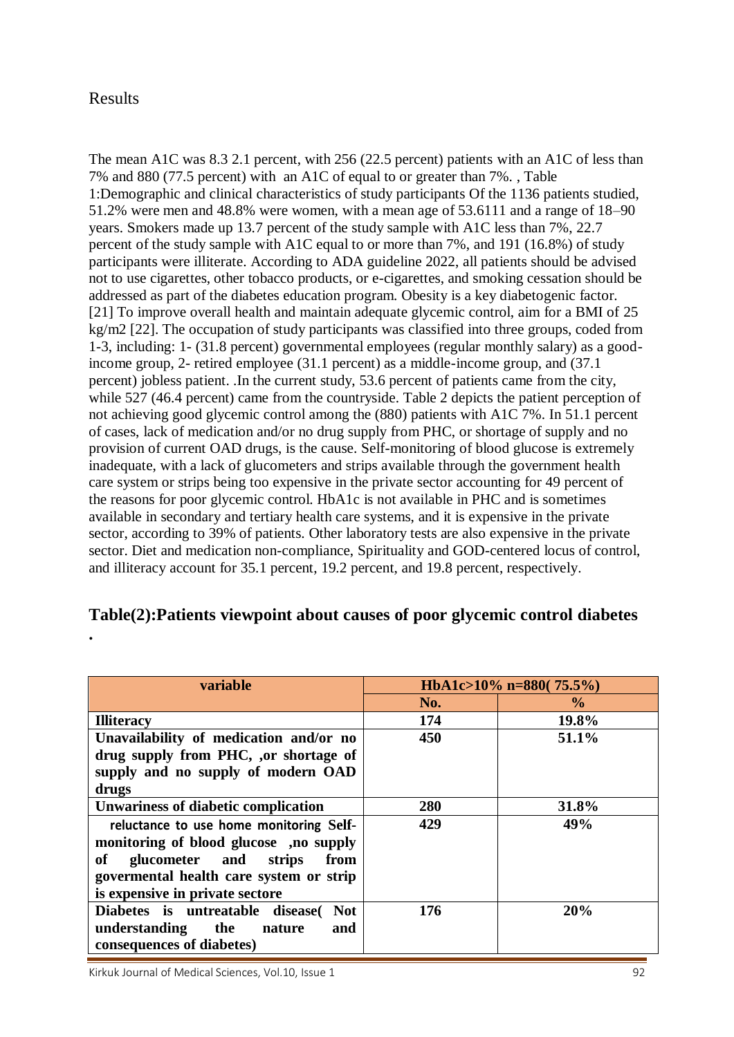## Results

The mean A1C was 8.3 2.1 percent, with 256 (22.5 percent) patients with an A1C of less than 7% and 880 (77.5 percent) with an A1C of equal to or greater than 7%. , Table 1:Demographic and clinical characteristics of study participants Of the 1136 patients studied, 51.2% were men and 48.8% were women, with a mean age of 53.6111 and a range of 18–90 years. Smokers made up 13.7 percent of the study sample with A1C less than 7%, 22.7 percent of the study sample with A1C equal to or more than 7%, and 191 (16.8%) of study participants were illiterate. According to ADA guideline 2022, all patients should be advised not to use cigarettes, other tobacco products, or e-cigarettes, and smoking cessation should be addressed as part of the diabetes education program. Obesity is a key diabetogenic factor. [21] To improve overall health and maintain adequate glycemic control, aim for a BMI of 25 kg/m2 [22]. The occupation of study participants was classified into three groups, coded from 1-3, including: 1- (31.8 percent) governmental employees (regular monthly salary) as a good-income group, 2- retired employee (31.1 percent) as a middle-income group, and (37.1 percent) jobless patient. .In the current study, 53.6 percent of patients came from the city, while 527 (46.4 percent) came from the countryside. Table 2 depicts the patient perception of not achieving good glycemic control among the (880) patients with A1C 7%. In 51.1 percent of cases, lack of medication and/or no drug supply from PHC, or shortage of supply and no provision of current OAD drugs, is the cause. Self-monitoring of blood glucose is extremely inadequate, with a lack of glucometers and strips available through the government health care system or strips being too expensive in the private sector accounting for 49 percent of the reasons for poor glycemic control. HbA1c is not available in PHC and is sometimes available in secondary and tertiary health care systems, and it is expensive in the private sector, according to 39% of patients. Other laboratory tests are also expensive in the private sector. Diet and medication non-compliance, Spirituality and GOD-centered locus of control, and illiteracy account for 35.1 percent, 19.2 percent, and 19.8 percent, respectively.

**Table(2):Patients viewpoint about causes of poor glycemic control diabetes .**

| variable | HbA1c>10% n=880( 75.5%) | |
|---|---|---|
| | No. | % |
| **Illiteracy** | 174 | 19.8% |
| **Unavailability of medication and/or no drug supply from PHC, ,or shortage of supply and no supply of modern OAD drugs** | 450 | 51.1% |
| **Unwariness of diabetic complication** | 280 | 31.8% |
| **reluctance to use home monitoring Self-monitoring of blood glucose ,no supply of glucometer and strips from govermental health care system or strip is expensive in private sectore** | 429 | 49% |
| **Diabetes is untreatable disease( Not understanding the nature and consequences of diabetes)** | 176 | 20% |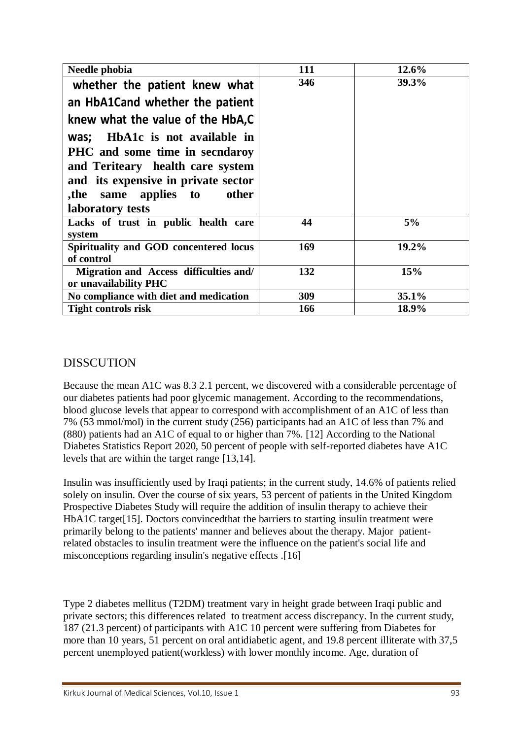| Needle phobia | 111 | 12.6% |
|---|---|---|
| whether the patient knew what an HbA1Cand whether the patient knew what the value of the HbA,C was; HbA1c is not available in PHC and some time in secndaroy and Teriteary health care system and its expensive in private sector ,the same applies to other laboratory tests | 346 | 39.3% |
| Lacks of trust in public health care system | 44 | 5% |
| Spirituality and GOD concentered locus of control | 169 | 19.2% |
| Migration and Access difficulties and/ or unavailability PHC | 132 | 15% |
| No compliance with diet and medication | 309 | 35.1% |
| Tight controls risk | 166 | 18.9% |

## DISSCUTION

Because the mean A1C was 8.3 2.1 percent, we discovered with a considerable percentage of our diabetes patients had poor glycemic management. According to the recommendations, blood glucose levels that appear to correspond with accomplishment of an A1C of less than 7% (53 mmol/mol) in the current study (256) participants had an A1C of less than 7% and (880) patients had an A1C of equal to or higher than 7%. [12] According to the National Diabetes Statistics Report 2020, 50 percent of people with self-reported diabetes have A1C levels that are within the target range [13,14].

Insulin was insufficiently used by Iraqi patients; in the current study, 14.6% of patients relied solely on insulin. Over the course of six years, 53 percent of patients in the United Kingdom Prospective Diabetes Study will require the addition of insulin therapy to achieve their HbA1C target[15]. Doctors convincedthat the barriers to starting insulin treatment were primarily belong to the patients' manner and believes about the therapy. Major patient-related obstacles to insulin treatment were the influence on the patient's social life and misconceptions regarding insulin's negative effects .[16]

Type 2 diabetes mellitus (T2DM) treatment vary in height grade between Iraqi public and private sectors; this differences related to treatment access discrepancy. In the current study, 187 (21.3 percent) of participants with A1C 10 percent were suffering from Diabetes for more than 10 years, 51 percent on oral antidiabetic agent, and 19.8 percent illiterate with 37,5 percent unemployed patient(workless) with lower monthly income. Age, duration of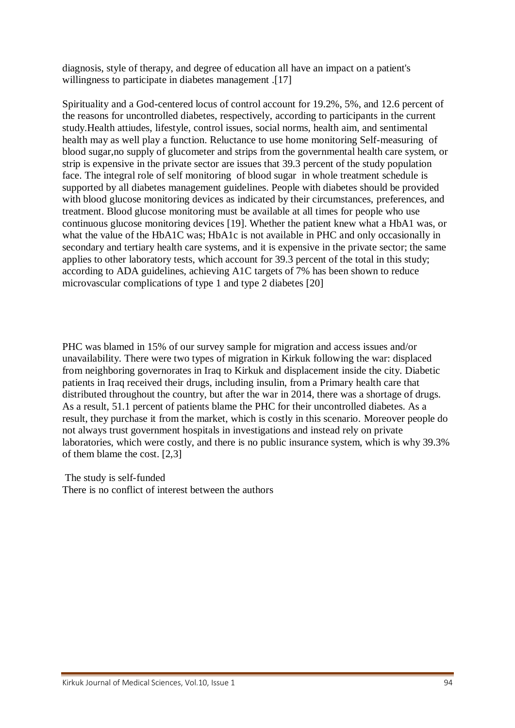diagnosis, style of therapy, and degree of education all have an impact on a patient's willingness to participate in diabetes management .[17]

Spirituality and a God-centered locus of control account for 19.2%, 5%, and 12.6 percent of the reasons for uncontrolled diabetes, respectively, according to participants in the current study.Health attiudes, lifestyle, control issues, social norms, health aim, and sentimental health may as well play a function. Reluctance to use home monitoring Self-measuring of blood sugar,no supply of glucometer and strips from the governmental health care system, or strip is expensive in the private sector are issues that 39.3 percent of the study population face. The integral role of self monitoring of blood sugar in whole treatment schedule is supported by all diabetes management guidelines. People with diabetes should be provided with blood glucose monitoring devices as indicated by their circumstances, preferences, and treatment. Blood glucose monitoring must be available at all times for people who use continuous glucose monitoring devices [19]. Whether the patient knew what a HbA1 was, or what the value of the HbA1C was; HbA1c is not available in PHC and only occasionally in secondary and tertiary health care systems, and it is expensive in the private sector; the same applies to other laboratory tests, which account for 39.3 percent of the total in this study; according to ADA guidelines, achieving A1C targets of 7% has been shown to reduce microvascular complications of type 1 and type 2 diabetes [20]

PHC was blamed in 15% of our survey sample for migration and access issues and/or unavailability. There were two types of migration in Kirkuk following the war: displaced from neighboring governorates in Iraq to Kirkuk and displacement inside the city. Diabetic patients in Iraq received their drugs, including insulin, from a Primary health care that distributed throughout the country, but after the war in 2014, there was a shortage of drugs. As a result, 51.1 percent of patients blame the PHC for their uncontrolled diabetes. As a result, they purchase it from the market, which is costly in this scenario. Moreover people do not always trust government hospitals in investigations and instead rely on private laboratories, which were costly, and there is no public insurance system, which is why 39.3% of them blame the cost. [2,3]

The study is self-funded

There is no conflict of interest between the authors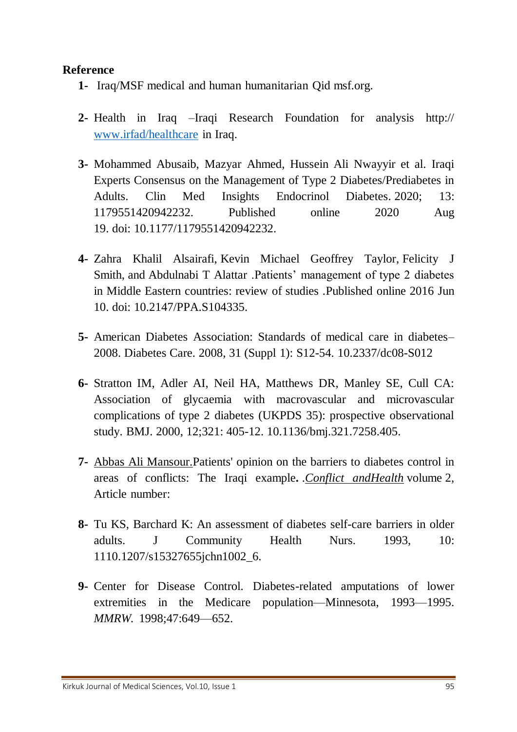**Reference**

1- Iraq/MSF medical and human humanitarian Qid msf.org.

2- Health in Iraq –Iraqi Research Foundation for analysis http:// www.irfad/healthcare in Iraq.

3- Mohammed Abusaib, Mazyar Ahmed, Hussein Ali Nwayyir et al. Iraqi Experts Consensus on the Management of Type 2 Diabetes/Prediabetes in Adults. Clin Med Insights Endocrinol Diabetes. 2020; 13: 1179551420942232. Published online 2020 Aug 19. doi: 10.1177/1179551420942232.

4- Zahra Khalil Alsairafi, Kevin Michael Geoffrey Taylor, Felicity J Smith, and Abdulnabi T Alattar .Patients' management of type 2 diabetes in Middle Eastern countries: review of studies .Published online 2016 Jun 10. doi: 10.2147/PPA.S104335.

5- American Diabetes Association: Standards of medical care in diabetes–2008. Diabetes Care. 2008, 31 (Suppl 1): S12-54. 10.2337/dc08-S012

6- Stratton IM, Adler AI, Neil HA, Matthews DR, Manley SE, Cull CA: Association of glycaemia with macrovascular and microvascular complications of type 2 diabetes (UKPDS 35): prospective observational study. BMJ. 2000, 12;321: 405-12. 10.1136/bmj.321.7258.405.

7- Abbas Ali Mansour.Patients' opinion on the barriers to diabetes control in areas of conflicts: The Iraqi example**.** .*Conflict andHealth* volume 2, Article number:

8- Tu KS, Barchard K: An assessment of diabetes self-care barriers in older adults. J Community Health Nurs. 1993, 10: 1110.1207/s15327655jchn1002_6.

9- Center for Disease Control. Diabetes-related amputations of lower extremities in the Medicare population—Minnesota, 1993—1995. *MMRW.* 1998;47:649—652.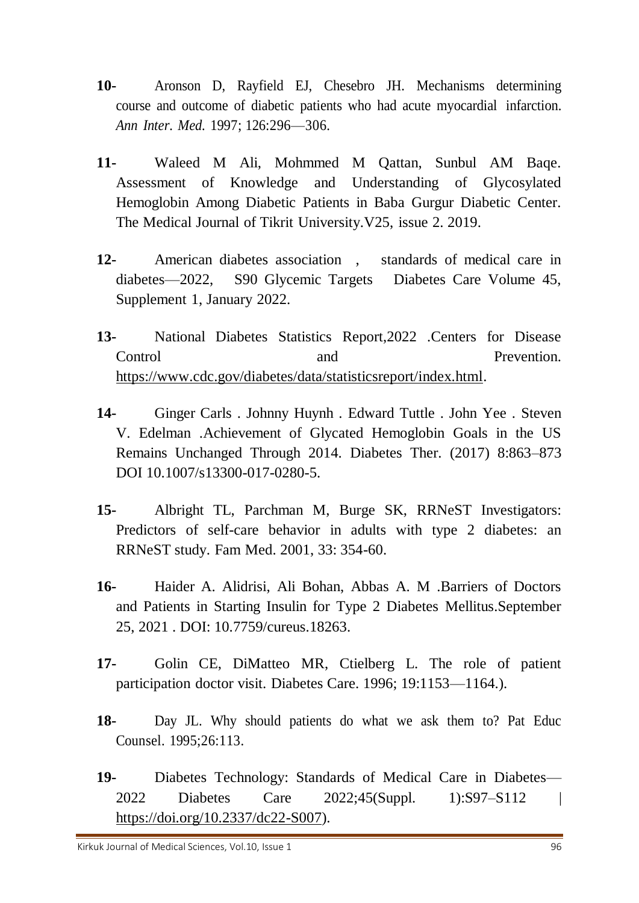10- Aronson D, Rayfield EJ, Chesebro JH. Mechanisms determining course and outcome of diabetic patients who had acute myocardial infarction. *Ann Inter. Med.* 1997; 126:296—306.

11- Waleed M Ali, Mohmmed M Qattan, Sunbul AM Baqe. Assessment of Knowledge and Understanding of Glycosylated Hemoglobin Among Diabetic Patients in Baba Gurgur Diabetic Center. The Medical Journal of Tikrit University.V25, issue 2. 2019.

12- American diabetes association , standards of medical care in diabetes—2022, S90 Glycemic Targets Diabetes Care Volume 45, Supplement 1, January 2022.

13- National Diabetes Statistics Report,2022 .Centers for Disease Control and Prevention. https://www.cdc.gov/diabetes/data/statisticsreport/index.html.

14- Ginger Carls . Johnny Huynh . Edward Tuttle . John Yee . Steven V. Edelman .Achievement of Glycated Hemoglobin Goals in the US Remains Unchanged Through 2014. Diabetes Ther. (2017) 8:863–873 DOI 10.1007/s13300-017-0280-5.

15- Albright TL, Parchman M, Burge SK, RRNeST Investigators: Predictors of self-care behavior in adults with type 2 diabetes: an RRNeST study. Fam Med. 2001, 33: 354-60.

16- Haider A. Alidrisi, Ali Bohan, Abbas A. M .Barriers of Doctors and Patients in Starting Insulin for Type 2 Diabetes Mellitus.September 25, 2021 . DOI: 10.7759/cureus.18263.

17- Golin CE, DiMatteo MR, Ctielberg L. The role of patient participation doctor visit. Diabetes Care. 1996; 19:1153—1164.).

18- Day JL. Why should patients do what we ask them to? Pat Educ Counsel. 1995;26:113.

19- Diabetes Technology: Standards of Medical Care in Diabetes—2022 Diabetes Care 2022;45(Suppl. 1):S97–S112 | https://doi.org/10.2337/dc22-S007).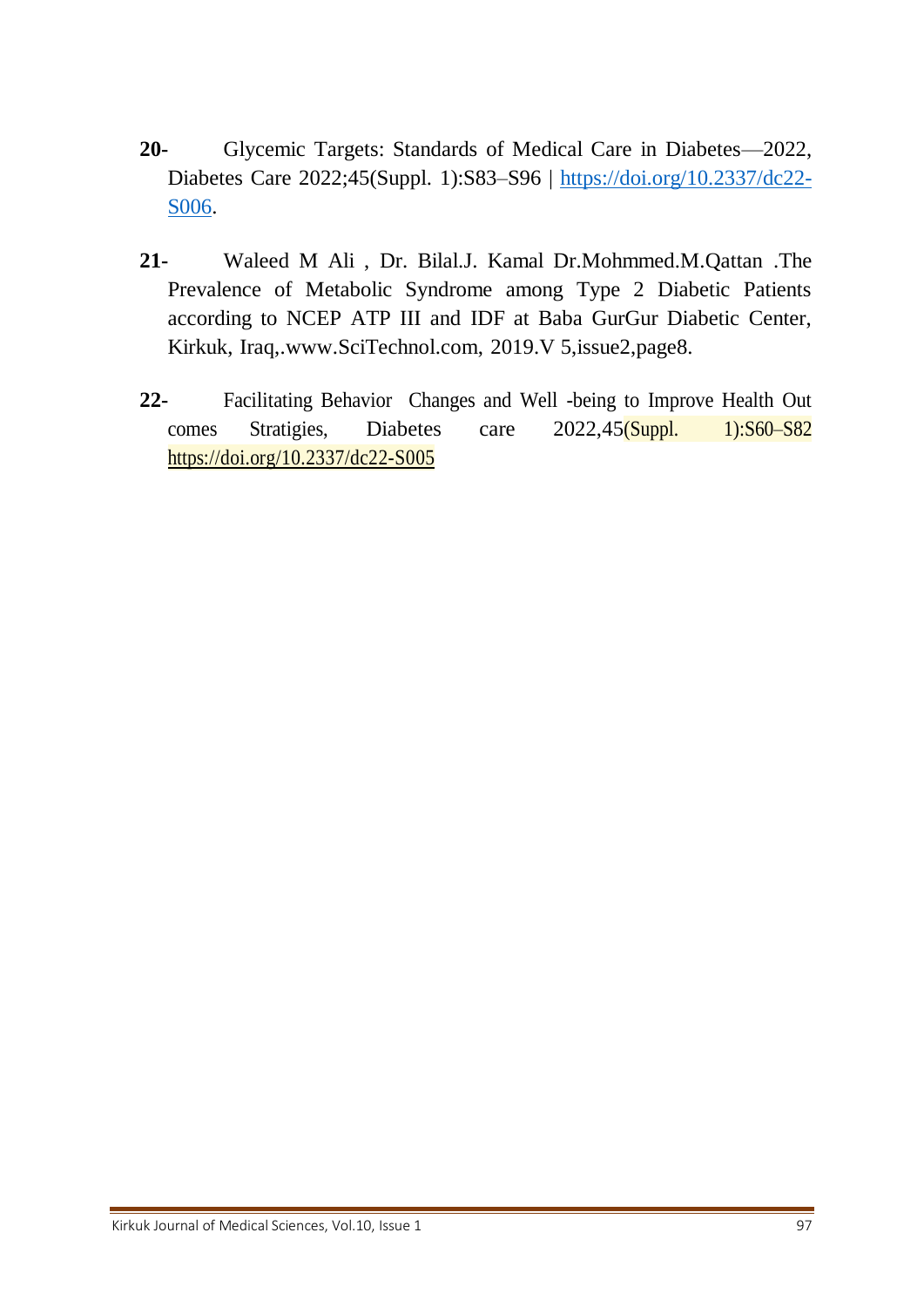**20-** Glycemic Targets: Standards of Medical Care in Diabetes—2022, Diabetes Care 2022;45(Suppl. 1):S83–S96 | https://doi.org/10.2337/dc22-S006.

**21-** Waleed M Ali , Dr. Bilal.J. Kamal Dr.Mohmmed.M.Qattan .The Prevalence of Metabolic Syndrome among Type 2 Diabetic Patients according to NCEP ATP III and IDF at Baba GurGur Diabetic Center, Kirkuk, Iraq,.www.SciTechnol.com, 2019.V 5,issue2,page8.

**22-** Facilitating Behavior Changes and Well -being to Improve Health Out comes Stratigies, Diabetes care 2022,45(Suppl. 1):S60–S82 https://doi.org/10.2337/dc22-S005